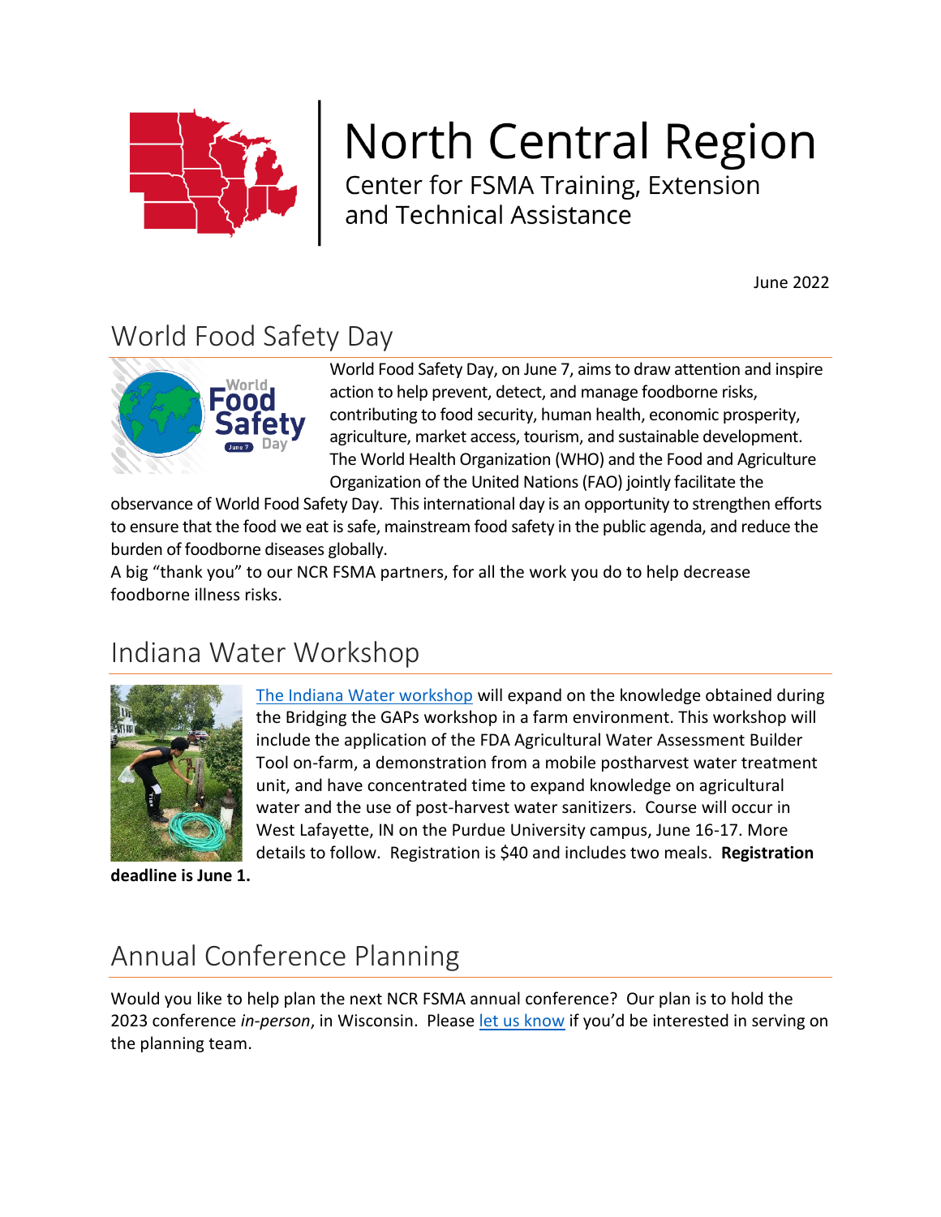# North Central Region

Center for FSMA Training, Extension and Technical Assistance

June 2022

## World Food Safety Day

World Food Safety Day, on June 7, aims to draw attention and inspire action to help prevent, detect, and manage foodborne risks, contributing to food security, human health, economic prosperity, agriculture, market access, tourism, and sustainable development. The World Health Organization (WHO) and the Food and Agriculture Organization of the United Nations (FAO) jointly facilitate the observance of World Food Safety Day. This international day is an opportunity to strengthen efforts to ensure that the food we eat is safe, mainstream food safety in the public agenda, and reduce the burden of foodborne diseases globally.

A big "thank you" to our NCR FSMA partners, for all the work you do to help decrease foodborne illness risks.

## Indiana Water Workshop

The Indiana Water workshop will expand on the knowledge obtained during the Bridging the GAPs workshop in a farm environment. This workshop will include the application of the FDA Agricultural Water Assessment Builder Tool on-farm, a demonstration from a mobile postharvest water treatment unit, and have concentrated time to expand knowledge on agricultural water and the use of post-harvest water sanitizers. Course will occur in West Lafayette, IN on the Purdue University campus, June 16-17. More details to follow. Registration is $40 and includes two meals. **Registration deadline is June 1.**

## Annual Conference Planning

Would you like to help plan the next NCR FSMA annual conference? Our plan is to hold the 2023 conference *in-person*, in Wisconsin. Please let us know if you'd be interested in serving on the planning team.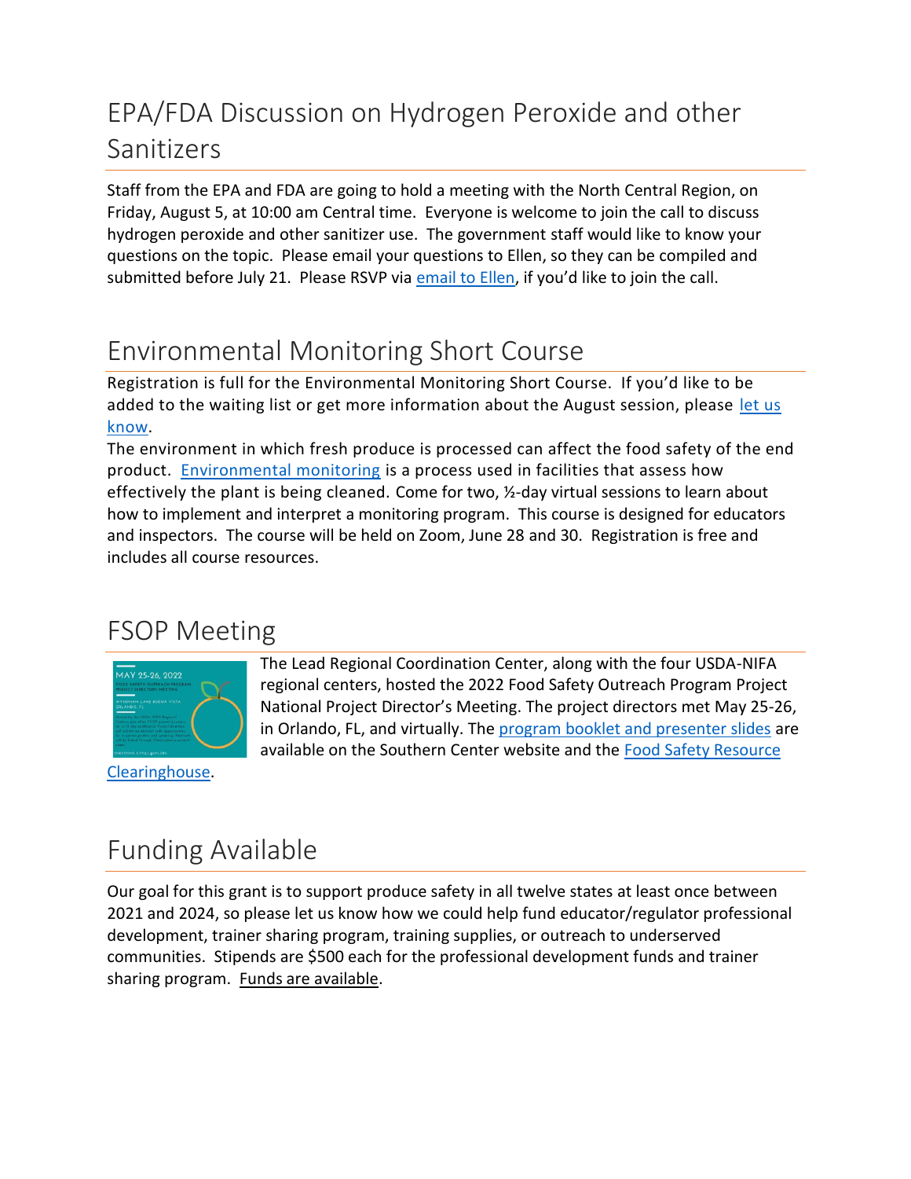## EPA/FDA Discussion on Hydrogen Peroxide and other Sanitizers

Staff from the EPA and FDA are going to hold a meeting with the North Central Region, on Friday, August 5, at 10:00 am Central time. Everyone is welcome to join the call to discuss hydrogen peroxide and other sanitizer use. The government staff would like to know your questions on the topic. Please email your questions to Ellen, so they can be compiled and submitted before July 21. Please RSVP via email to Ellen, if you'd like to join the call.

## Environmental Monitoring Short Course

Registration is full for the Environmental Monitoring Short Course. If you'd like to be added to the waiting list or get more information about the August session, please let us know.

The environment in which fresh produce is processed can affect the food safety of the end product. Environmental monitoring is a process used in facilities that assess how effectively the plant is being cleaned. Come for two, ½-day virtual sessions to learn about how to implement and interpret a monitoring program. This course is designed for educators and inspectors. The course will be held on Zoom, June 28 and 30. Registration is free and includes all course resources.

## FSOP Meeting

The Lead Regional Coordination Center, along with the four USDA-NIFA regional centers, hosted the 2022 Food Safety Outreach Program Project National Project Director's Meeting. The project directors met May 25-26, in Orlando, FL, and virtually. The program booklet and presenter slides are available on the Southern Center website and the Food Safety Resource Clearinghouse.

## Funding Available

Our goal for this grant is to support produce safety in all twelve states at least once between 2021 and 2024, so please let us know how we could help fund educator/regulator professional development, trainer sharing program, training supplies, or outreach to underserved communities. Stipends are $500 each for the professional development funds and trainer sharing program. Funds are available.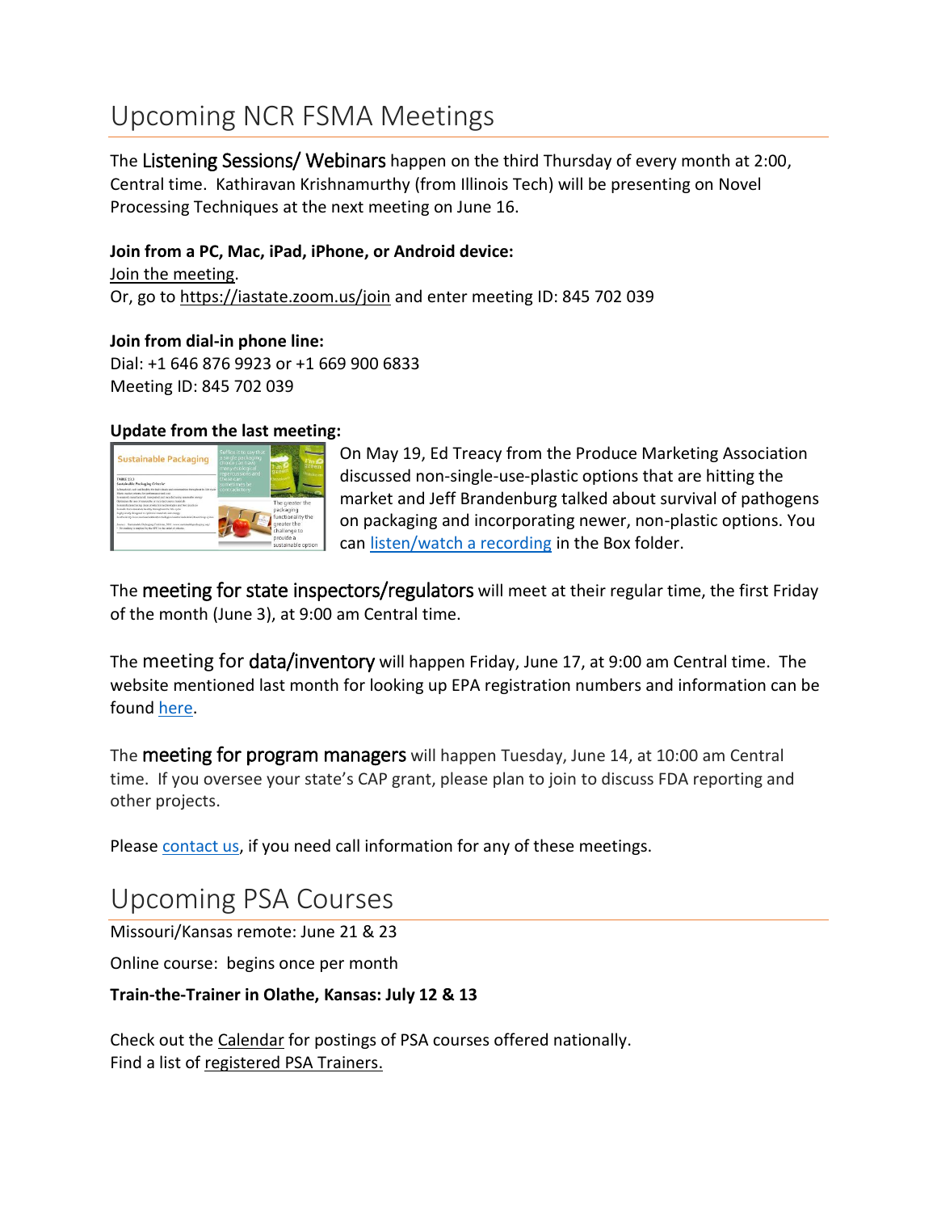## Upcoming NCR FSMA Meetings

The Listening Sessions/ Webinars happen on the third Thursday of every month at 2:00, Central time. Kathiravan Krishnamurthy (from Illinois Tech) will be presenting on Novel Processing Techniques at the next meeting on June 16.

**Join from a PC, Mac, iPad, iPhone, or Android device:**
Join the meeting.
Or, go to https://iastate.zoom.us/join and enter meeting ID: 845 702 039

**Join from dial-in phone line:**
Dial: +1 646 876 9923 or +1 669 900 6833
Meeting ID: 845 702 039

**Update from the last meeting:**

On May 19, Ed Treacy from the Produce Marketing Association discussed non-single-use-plastic options that are hitting the market and Jeff Brandenburg talked about survival of pathogens on packaging and incorporating newer, non-plastic options. You can listen/watch a recording in the Box folder.

The meeting for state inspectors/regulators will meet at their regular time, the first Friday of the month (June 3), at 9:00 am Central time.

The meeting for data/inventory will happen Friday, June 17, at 9:00 am Central time. The website mentioned last month for looking up EPA registration numbers and information can be found here.

The meeting for program managers will happen Tuesday, June 14, at 10:00 am Central time. If you oversee your state's CAP grant, please plan to join to discuss FDA reporting and other projects.

Please contact us, if you need call information for any of these meetings.

## Upcoming PSA Courses

Missouri/Kansas remote: June 21 & 23

Online course: begins once per month

**Train-the-Trainer in Olathe, Kansas: July 12 & 13**

Check out the Calendar for postings of PSA courses offered nationally.
Find a list of registered PSA Trainers.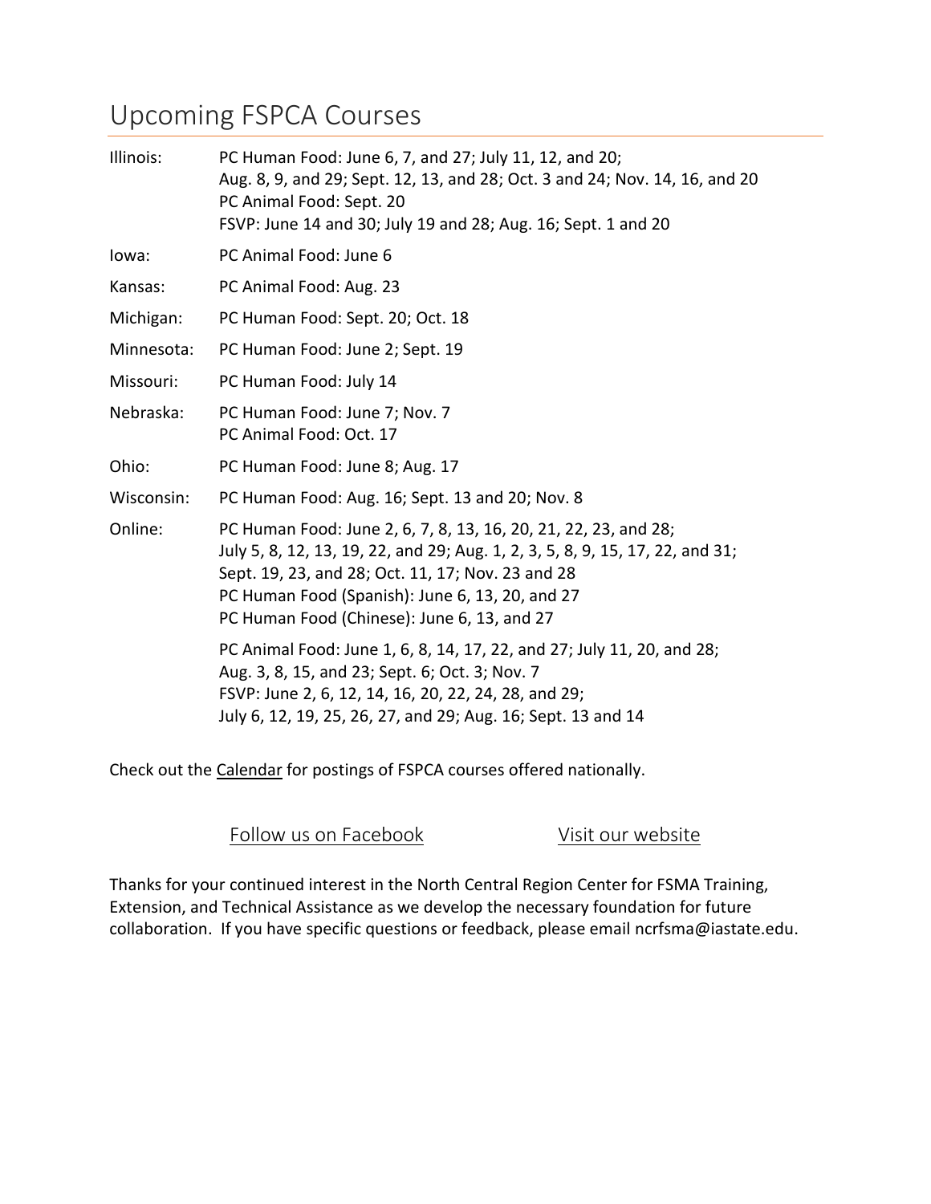## Upcoming FSPCA Courses

| | |
|---|---|
| Illinois: | PC Human Food: June 6, 7, and 27; July 11, 12, and 20; Aug. 8, 9, and 29; Sept. 12, 13, and 28; Oct. 3 and 24; Nov. 14, 16, and 20<br>PC Animal Food: Sept. 20<br>FSVP: June 14 and 30; July 19 and 28; Aug. 16; Sept. 1 and 20 |
| Iowa: | PC Animal Food: June 6 |
| Kansas: | PC Animal Food: Aug. 23 |
| Michigan: | PC Human Food: Sept. 20; Oct. 18 |
| Minnesota: | PC Human Food: June 2; Sept. 19 |
| Missouri: | PC Human Food: July 14 |
| Nebraska: | PC Human Food: June 7; Nov. 7<br>PC Animal Food: Oct. 17 |
| Ohio: | PC Human Food: June 8; Aug. 17 |
| Wisconsin: | PC Human Food: Aug. 16; Sept. 13 and 20; Nov. 8 |
| Online: | PC Human Food: June 2, 6, 7, 8, 13, 16, 20, 21, 22, 23, and 28; July 5, 8, 12, 13, 19, 22, and 29; Aug. 1, 2, 3, 5, 8, 9, 15, 17, 22, and 31; Sept. 19, 23, and 28; Oct. 11, 17; Nov. 23 and 28<br>PC Human Food (Spanish): June 6, 13, 20, and 27<br>PC Human Food (Chinese): June 6, 13, and 27<br>PC Animal Food: June 1, 6, 8, 14, 17, 22, and 27; July 11, 20, and 28; Aug. 3, 8, 15, and 23; Sept. 6; Oct. 3; Nov. 7<br>FSVP: June 2, 6, 12, 14, 16, 20, 22, 24, 28, and 29; July 6, 12, 19, 25, 26, 27, and 29; Aug. 16; Sept. 13 and 14 |

Check out the Calendar for postings of FSPCA courses offered nationally.

Follow us on Facebook　　　　Visit our website

Thanks for your continued interest in the North Central Region Center for FSMA Training, Extension, and Technical Assistance as we develop the necessary foundation for future collaboration. If you have specific questions or feedback, please email ncrfsma@iastate.edu.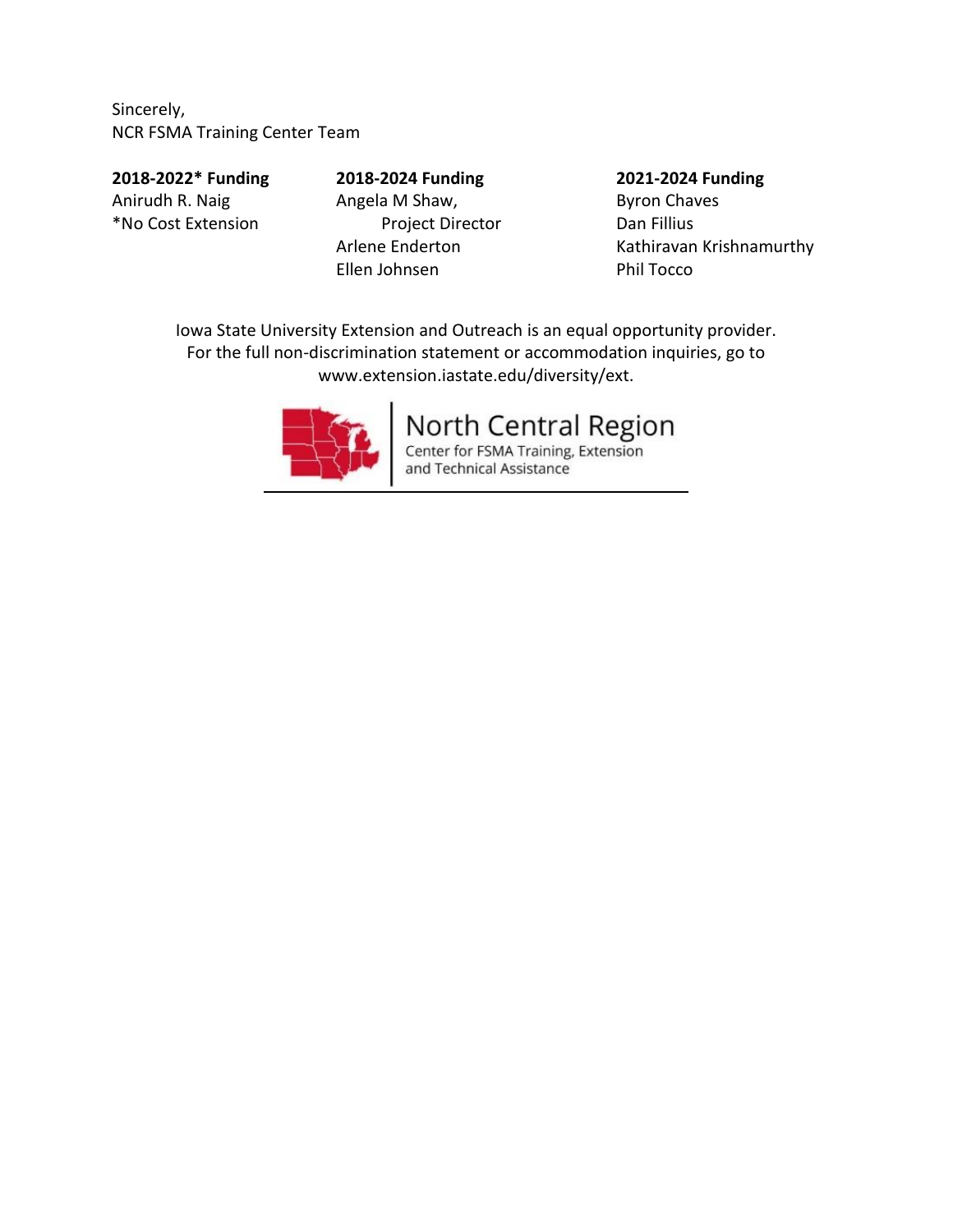Sincerely,
NCR FSMA Training Center Team

**2018-2022* Funding**
Anirudh R. Naig
*No Cost Extension

**2018-2024 Funding**
Angela M Shaw, Project Director
Arlene Enderton
Ellen Johnsen

**2021-2024 Funding**
Byron Chaves
Dan Fillius
Kathiravan Krishnamurthy
Phil Tocco

Iowa State University Extension and Outreach is an equal opportunity provider. For the full non-discrimination statement or accommodation inquiries, go to www.extension.iastate.edu/diversity/ext.

North Central Region
Center for FSMA Training, Extension and Technical Assistance